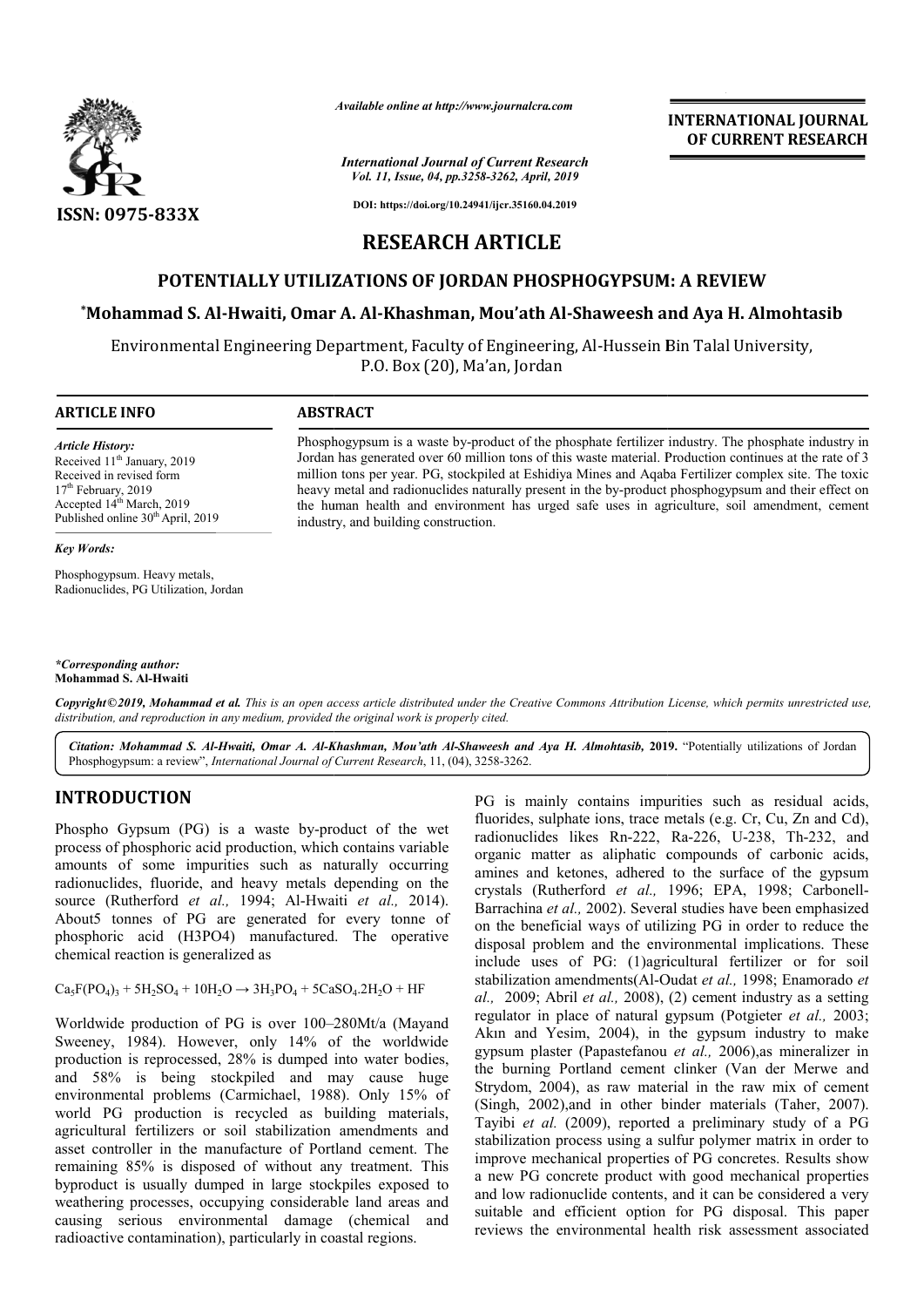# RESEARCH ARTICLE

## POTENTIALLY UTILIZATIONS OF JORDAN PHOSPHOGYPSUM: A REVIEW

**\*Mohammad S. Al-Hwaiti, Omar A. Al-Khashman, Mou'ath Al-Shaweesh and Aya H. Almohtasib**

Environmental Engineering Department, Faculty of Engineering, Al-Hussein Bin Talal University, P.O. Box (20), Ma'an, Jordan

**ARTICLE INFO**

*Article History:*
Received 11th January, 2019
Received in revised form 17th February, 2019
Accepted 14th March, 2019
Published online 30th April, 2019

*Key Words:*
Phosphogypsum. Heavy metals, Radionuclides, PG Utilization, Jordan

*\*Corresponding author:*
**Mohammad S. Al-Hwaiti**

**ABSTRACT**

Phosphogypsum is a waste by-product of the phosphate fertilizer industry. The phosphate industry in Jordan has generated over 60 million tons of this waste material. Production continues at the rate of 3 million tons per year. PG, stockpiled at Eshidiya Mines and Aqaba Fertilizer complex site. The toxic heavy metal and radionuclides naturally present in the by-product phosphogypsum and their effect on the human health and environment has urged safe uses in agriculture, soil amendment, cement industry, and building construction.

*Copyright©2019, Mohammad et al. This is an open access article distributed under the Creative Commons Attribution License, which permits unrestricted use, distribution, and reproduction in any medium, provided the original work is properly cited.*

***Citation:** Mohammad S. Al-Hwaiti, Omar A. Al-Khashman, Mou'ath Al-Shaweesh and Aya H. Almohtasib,* **2019.** "Potentially utilizations of Jordan Phosphogypsum: a review", *International Journal of Current Research*, 11, (04), 3258-3262.

# INTRODUCTION

Phospho Gypsum (PG) is a waste by-product of the wet process of phosphoric acid production, which contains variable amounts of some impurities such as naturally occurring radionuclides, fluoride, and heavy metals depending on the source (Rutherford *et al.,* 1994; Al-Hwaiti *et al.,* 2014). About5 tonnes of PG are generated for every tonne of phosphoric acid (H3PO4) manufactured. The operative chemical reaction is generalized as

$$Ca_5F(PO_4)_3 + 5H_2SO_4 + 10H_2O \rightarrow 3H_3PO_4 + 5CaSO_4.2H_2O + HF$$

Worldwide production of PG is over 100–280Mt/a (Mayand Sweeney, 1984). However, only 14% of the worldwide production is reprocessed, 28% is dumped into water bodies, and 58% is being stockpiled and may cause huge environmental problems (Carmichael, 1988). Only 15% of world PG production is recycled as building materials, agricultural fertilizers or soil stabilization amendments and asset controller in the manufacture of Portland cement. The remaining 85% is disposed of without any treatment. This byproduct is usually dumped in large stockpiles exposed to weathering processes, occupying considerable land areas and causing serious environmental damage (chemical and radioactive contamination), particularly in coastal regions.

PG is mainly contains impurities such as residual acids, fluorides, sulphate ions, trace metals (e.g. Cr, Cu, Zn and Cd), radionuclides likes Rn-222, Ra-226, U-238, Th-232, and organic matter as aliphatic compounds of carbonic acids, amines and ketones, adhered to the surface of the gypsum crystals (Rutherford *et al.,* 1996; EPA, 1998; Carbonell-Barrachina *et al.,* 2002). Several studies have been emphasized on the beneficial ways of utilizing PG in order to reduce the disposal problem and the environmental implications. These include uses of PG: (1)agricultural fertilizer or for soil stabilization amendments(Al-Oudat *et al.,* 1998; Enamorado *et al.,* 2009; Abril *et al.,* 2008), (2) cement industry as a setting regulator in place of natural gypsum (Potgieter *et al.,* 2003; Akın and Yesim, 2004), in the gypsum industry to make gypsum plaster (Papastefanou *et al.,* 2006),as mineralizer in the burning Portland cement clinker (Van der Merwe and Strydom, 2004), as raw material in the raw mix of cement (Singh, 2002),and in other binder materials (Taher, 2007). Tayibi *et al.* (2009), reported a preliminary study of a PG stabilization process using a sulfur polymer matrix in order to improve mechanical properties of PG concretes. Results show a new PG concrete product with good mechanical properties and low radionuclide contents, and it can be considered a very suitable and efficient option for PG disposal. This paper reviews the environmental health risk assessment associated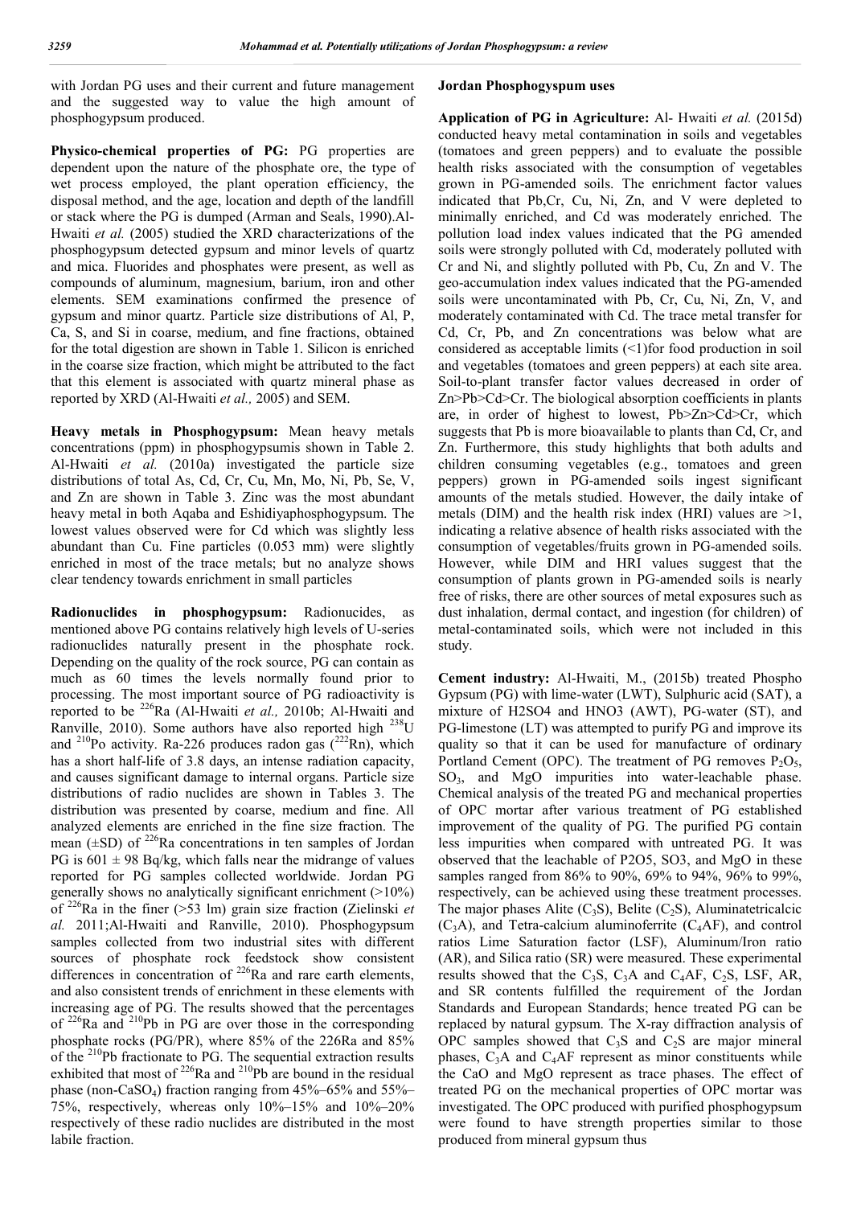with Jordan PG uses and their current and future management and the suggested way to value the high amount of phosphogypsum produced.

**Physico-chemical properties of PG:** PG properties are dependent upon the nature of the phosphate ore, the type of wet process employed, the plant operation efficiency, the disposal method, and the age, location and depth of the landfill or stack where the PG is dumped (Arman and Seals, 1990).Al-Hwaiti *et al.* (2005) studied the XRD characterizations of the phosphogypsum detected gypsum and minor levels of quartz and mica. Fluorides and phosphates were present, as well as compounds of aluminum, magnesium, barium, iron and other elements. SEM examinations confirmed the presence of gypsum and minor quartz. Particle size distributions of Al, P, Ca, S, and Si in coarse, medium, and fine fractions, obtained for the total digestion are shown in Table 1. Silicon is enriched in the coarse size fraction, which might be attributed to the fact that this element is associated with quartz mineral phase as reported by XRD (Al-Hwaiti *et al.,* 2005) and SEM.

**Heavy metals in Phosphogypsum:** Mean heavy metals concentrations (ppm) in phosphogypsumis shown in Table 2. Al-Hwaiti *et al.* (2010a) investigated the particle size distributions of total As, Cd, Cr, Cu, Mn, Mo, Ni, Pb, Se, V, and Zn are shown in Table 3. Zinc was the most abundant heavy metal in both Aqaba and Eshidiyaphosphogypsum. The lowest values observed were for Cd which was slightly less abundant than Cu. Fine particles (0.053 mm) were slightly enriched in most of the trace metals; but no analyze shows clear tendency towards enrichment in small particles

**Radionuclides in phosphogypsum:** Radionucides, as mentioned above PG contains relatively high levels of U-series radionuclides naturally present in the phosphate rock. Depending on the quality of the rock source, PG can contain as much as 60 times the levels normally found prior to processing. The most important source of PG radioactivity is reported to be $^{226}$Ra (Al-Hwaiti *et al.,* 2010b; Al-Hwaiti and Ranville, 2010). Some authors have also reported high $^{238}$U and $^{210}$Po activity. Ra-226 produces radon gas ($^{222}$Rn), which has a short half-life of 3.8 days, an intense radiation capacity, and causes significant damage to internal organs. Particle size distributions of radio nuclides are shown in Tables 3. The distribution was presented by coarse, medium and fine. All analyzed elements are enriched in the fine size fraction. The mean (±SD) of $^{226}$Ra concentrations in ten samples of Jordan PG is 601 ± 98 Bq/kg, which falls near the midrange of values reported for PG samples collected worldwide. Jordan PG generally shows no analytically significant enrichment (>10%) of $^{226}$Ra in the finer (>53 lm) grain size fraction (Zielinski *et al.* 2011;Al-Hwaiti and Ranville, 2010). Phosphogypsum samples collected from two industrial sites with different sources of phosphate rock feedstock show consistent differences in concentration of $^{226}$Ra and rare earth elements, and also consistent trends of enrichment in these elements with increasing age of PG. The results showed that the percentages of $^{226}$Ra and $^{210}$Pb in PG are over those in the corresponding phosphate rocks (PG/PR), where 85% of the 226Ra and 85% of the $^{210}$Pb fractionate to PG. The sequential extraction results exhibited that most of $^{226}$Ra and $^{210}$Pb are bound in the residual phase (non-$CaSO_4$) fraction ranging from 45%–65% and 55%–75%, respectively, whereas only 10%–15% and 10%–20% respectively of these radio nuclides are distributed in the most labile fraction.

**Jordan Phosphogyspum uses**

**Application of PG in Agriculture:** Al- Hwaiti *et al.* (2015d) conducted heavy metal contamination in soils and vegetables (tomatoes and green peppers) and to evaluate the possible health risks associated with the consumption of vegetables grown in PG-amended soils. The enrichment factor values indicated that Pb,Cr, Cu, Ni, Zn, and V were depleted to minimally enriched, and Cd was moderately enriched. The pollution load index values indicated that the PG amended soils were strongly polluted with Cd, moderately polluted with Cr and Ni, and slightly polluted with Pb, Cu, Zn and V. The geo-accumulation index values indicated that the PG-amended soils were uncontaminated with Pb, Cr, Cu, Ni, Zn, V, and moderately contaminated with Cd. The trace metal transfer for Cd, Cr, Pb, and Zn concentrations was below what are considered as acceptable limits (<1)for food production in soil and vegetables (tomatoes and green peppers) at each site area. Soil-to-plant transfer factor values decreased in order of Zn>Pb>Cd>Cr. The biological absorption coefficients in plants are, in order of highest to lowest, Pb>Zn>Cd>Cr, which suggests that Pb is more bioavailable to plants than Cd, Cr, and Zn. Furthermore, this study highlights that both adults and children consuming vegetables (e.g., tomatoes and green peppers) grown in PG-amended soils ingest significant amounts of the metals studied. However, the daily intake of metals (DIM) and the health risk index (HRI) values are >1, indicating a relative absence of health risks associated with the consumption of vegetables/fruits grown in PG-amended soils. However, while DIM and HRI values suggest that the consumption of plants grown in PG-amended soils is nearly free of risks, there are other sources of metal exposures such as dust inhalation, dermal contact, and ingestion (for children) of metal-contaminated soils, which were not included in this study.

**Cement industry:** Al-Hwaiti, M., (2015b) treated Phospho Gypsum (PG) with lime-water (LWT), Sulphuric acid (SAT), a mixture of H2SO4 and HNO3 (AWT), PG-water (ST), and PG-limestone (LT) was attempted to purify PG and improve its quality so that it can be used for manufacture of ordinary Portland Cement (OPC). The treatment of PG removes $P_2O_5$, $SO_3$, and MgO impurities into water-leachable phase. Chemical analysis of the treated PG and mechanical properties of OPC mortar after various treatment of PG established improvement of the quality of PG. The purified PG contain less impurities when compared with untreated PG. It was observed that the leachable of P2O5, SO3, and MgO in these samples ranged from 86% to 90%, 69% to 94%, 96% to 99%, respectively, can be achieved using these treatment processes. The major phases Alite ($C_3S$), Belite ($C_2S$), Aluminatetricalcic ($C_3A$), and Tetra-calcium aluminoferrite ($C_4AF$), and control ratios Lime Saturation factor (LSF), Aluminum/Iron ratio (AR), and Silica ratio (SR) were measured. These experimental results showed that the $C_3S$, $C_3A$ and $C_4AF$, $C_2S$, LSF, AR, and SR contents fulfilled the requirement of the Jordan Standards and European Standards; hence treated PG can be replaced by natural gypsum. The X-ray diffraction analysis of OPC samples showed that $C_3S$ and $C_2S$ are major mineral phases, $C_3A$ and $C_4AF$ represent as minor constituents while the CaO and MgO represent as trace phases. The effect of treated PG on the mechanical properties of OPC mortar was investigated. The OPC produced with purified phosphogypsum were found to have strength properties similar to those produced from mineral gypsum thus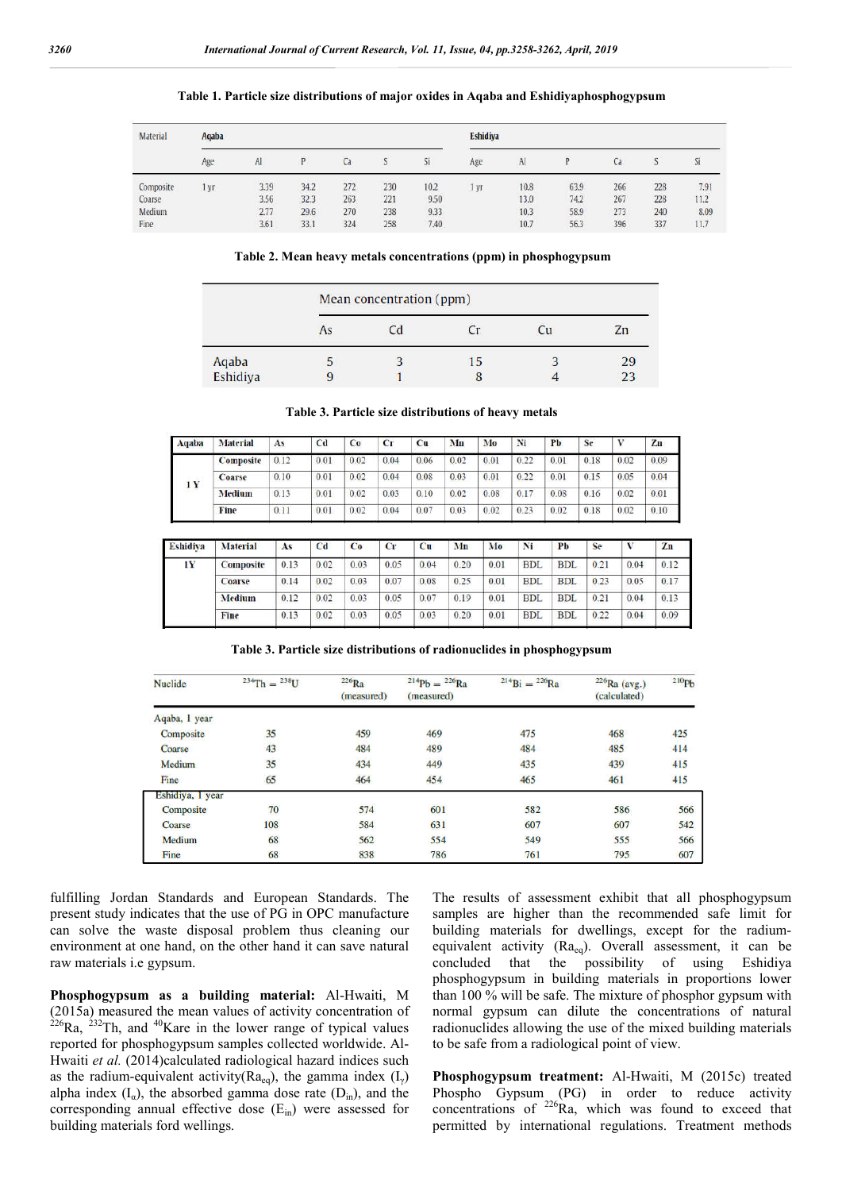**Table 1. Particle size distributions of major oxides in Aqaba and Eshidiyaphosphogypsum**

| Material | Aqaba | | | | | | Eshidiya | | | | | |
|---|---|---|---|---|---|---|---|---|---|---|---|---|
| | Age | Al | P | Ca | S | Si | Age | Al | P | Ca | S | Si |
| Composite | 1 yr | 3.39 | 34.2 | 272 | 230 | 10.2 | 1 yr | 10.8 | 63.9 | 266 | 228 | 7.91 |
| Coarse | | 3.56 | 32.3 | 263 | 221 | 9.50 | | 13.0 | 74.2 | 267 | 228 | 11.2 |
| Medium | | 2.77 | 29.6 | 270 | 238 | 9.33 | | 10.3 | 58.9 | 273 | 240 | 8.09 |
| Fine | | 3.61 | 33.1 | 324 | 258 | 7.40 | | 10.7 | 56.3 | 396 | 337 | 11.7 |

**Table 2. Mean heavy metals concentrations (ppm) in phosphogypsum**

| | Mean concentration (ppm) | | | | |
|---|---|---|---|---|---|
| | As | Cd | Cr | Cu | Zn |
| Aqaba | 5 | 3 | 15 | 3 | 29 |
| Eshidiya | 9 | 1 | 8 | 4 | 23 |

**Table 3. Particle size distributions of heavy metals**

| Aqaba | Material | As | Cd | Co | Cr | Cu | Mn | Mo | Ni | Pb | Se | V | Zn |
|---|---|---|---|---|---|---|---|---|---|---|---|---|---|
| 1 Y | Composite | 0.12 | 0.01 | 0.02 | 0.04 | 0.06 | 0.02 | 0.01 | 0.22 | 0.01 | 0.18 | 0.02 | 0.09 |
| | Coarse | 0.10 | 0.01 | 0.02 | 0.04 | 0.08 | 0.03 | 0.01 | 0.22 | 0.01 | 0.15 | 0.05 | 0.04 |
| | Medium | 0.13 | 0.01 | 0.02 | 0.03 | 0.10 | 0.02 | 0.08 | 0.17 | 0.08 | 0.16 | 0.02 | 0.01 |
| | Fine | 0.11 | 0.01 | 0.02 | 0.04 | 0.07 | 0.03 | 0.02 | 0.23 | 0.02 | 0.18 | 0.02 | 0.10 |

| Eshidiya | Material | As | Cd | Co | Cr | Cu | Mn | Mo | Ni | Pb | Se | V | Zn |
|---|---|---|---|---|---|---|---|---|---|---|---|---|---|
| 1Y | Composite | 0.13 | 0.02 | 0.03 | 0.05 | 0.04 | 0.20 | 0.01 | BDL | BDL | 0.21 | 0.04 | 0.12 |
| | Coarse | 0.14 | 0.02 | 0.03 | 0.07 | 0.08 | 0.25 | 0.01 | BDL | BDL | 0.23 | 0.05 | 0.17 |
| | Medium | 0.12 | 0.02 | 0.03 | 0.05 | 0.07 | 0.19 | 0.01 | BDL | BDL | 0.21 | 0.04 | 0.13 |
| | Fine | 0.13 | 0.02 | 0.03 | 0.05 | 0.03 | 0.20 | 0.01 | BDL | BDL | 0.22 | 0.04 | 0.09 |

**Table 3. Particle size distributions of radionuclides in phosphogypsum**

| Nuclide | $^{234}Th = ^{238}U$ | $^{226}Ra$ (measured) | $^{214}Pb = ^{226}Ra$ (measured) | $^{214}Bi = ^{226}Ra$ | $^{226}Ra$ (avg.) (calculated) | $^{210}Pb$ |
|---|---|---|---|---|---|---|
| Aqaba, 1 year | | | | | | |
| Composite | 35 | 459 | 469 | 475 | 468 | 425 |
| Coarse | 43 | 484 | 489 | 484 | 485 | 414 |
| Medium | 35 | 434 | 449 | 435 | 439 | 415 |
| Fine | 65 | 464 | 454 | 465 | 461 | 415 |
| Eshidiya, 1 year | | | | | | |
| Composite | 70 | 574 | 601 | 582 | 586 | 566 |
| Coarse | 108 | 584 | 631 | 607 | 607 | 542 |
| Medium | 68 | 562 | 554 | 549 | 555 | 566 |
| Fine | 68 | 838 | 786 | 761 | 795 | 607 |

fulfilling Jordan Standards and European Standards. The present study indicates that the use of PG in OPC manufacture can solve the waste disposal problem thus cleaning our environment at one hand, on the other hand it can save natural raw materials i.e gypsum.

**Phosphogypsum as a building material:** Al-Hwaiti, M (2015a) measured the mean values of activity concentration of $^{226}$Ra, $^{232}$Th, and $^{40}$Kare in the lower range of typical values reported for phosphogypsum samples collected worldwide. Al-Hwaiti *et al.* (2014)calculated radiological hazard indices such as the radium-equivalent activity($Ra_{eq}$), the gamma index ($I_{\gamma}$) alpha index ($I_{\alpha}$), the absorbed gamma dose rate ($D_{in}$), and the corresponding annual effective dose ($E_{in}$) were assessed for building materials ford wellings.

The results of assessment exhibit that all phosphogypsum samples are higher than the recommended safe limit for building materials for dwellings, except for the radium-equivalent activity ($Ra_{eq}$). Overall assessment, it can be concluded that the possibility of using Eshidiya phosphogypsum in building materials in proportions lower than 100 % will be safe. The mixture of phosphor gypsum with normal gypsum can dilute the concentrations of natural radionuclides allowing the use of the mixed building materials to be safe from a radiological point of view.

**Phosphogypsum treatment:** Al-Hwaiti, M (2015c) treated Phospho Gypsum (PG) in order to reduce activity concentrations of $^{226}$Ra, which was found to exceed that permitted by international regulations. Treatment methods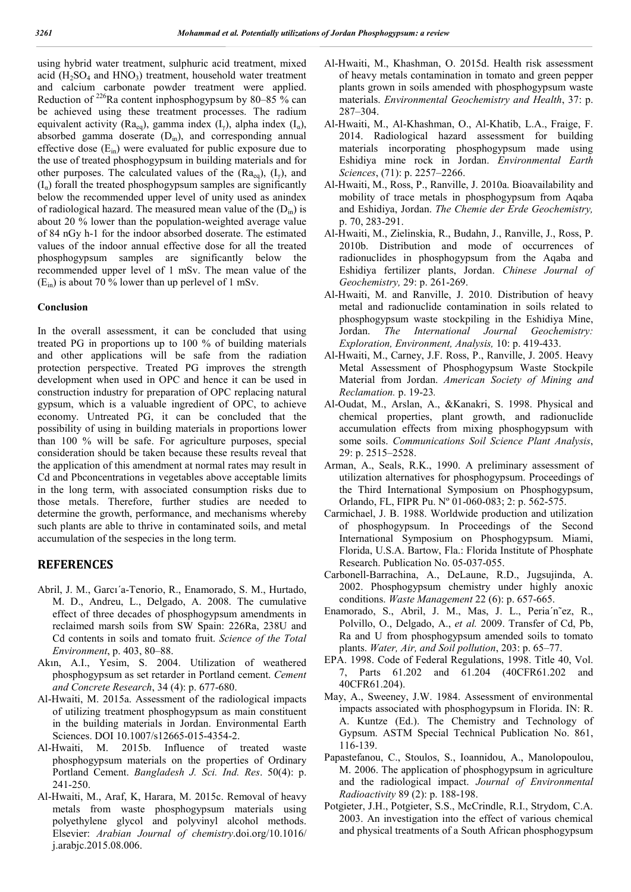using hybrid water treatment, sulphuric acid treatment, mixed acid ($H_2SO_4$ and $HNO_3$) treatment, household water treatment and calcium carbonate powder treatment were applied. Reduction of $^{226}$Ra content inphosphogypsum by 80–85 % can be achieved using these treatment processes. The radium equivalent activity ($Ra_{eq}$), gamma index ($I_\gamma$), alpha index ($I_\alpha$), absorbed gamma doserate ($D_{in}$), and corresponding annual effective dose ($E_{in}$) were evaluated for public exposure due to the use of treated phosphogypsum in building materials and for other purposes. The calculated values of the ($Ra_{eq}$), ($I_\gamma$), and ($I_\alpha$) forall the treated phosphogypsum samples are significantly below the recommended upper level of unity used as anindex of radiological hazard. The measured mean value of the ($D_{in}$) is about 20 % lower than the population-weighted average value of 84 nGy h-1 for the indoor absorbed doserate. The estimated values of the indoor annual effective dose for all the treated phosphogypsum samples are significantly below the recommended upper level of 1 mSv. The mean value of the ($E_{in}$) is about 70 % lower than up perlevel of 1 mSv.

## Conclusion

In the overall assessment, it can be concluded that using treated PG in proportions up to 100 % of building materials and other applications will be safe from the radiation protection perspective. Treated PG improves the strength development when used in OPC and hence it can be used in construction industry for preparation of OPC replacing natural gypsum, which is a valuable ingredient of OPC, to achieve economy. Untreated PG, it can be concluded that the possibility of using in building materials in proportions lower than 100 % will be safe. For agriculture purposes, special consideration should be taken because these results reveal that the application of this amendment at normal rates may result in Cd and Pbconcentrations in vegetables above acceptable limits in the long term, with associated consumption risks due to those metals. Therefore, further studies are needed to determine the growth, performance, and mechanisms whereby such plants are able to thrive in contaminated soils, and metal accumulation of the sespecies in the long term.

## REFERENCES

Abril, J. M., Garcı´a-Tenorio, R., Enamorado, S. M., Hurtado, M. D., Andreu, L., Delgado, A. 2008. The cumulative effect of three decades of phosphogypsum amendments in reclaimed marsh soils from SW Spain: 226Ra, 238U and Cd contents in soils and tomato fruit. *Science of the Total Environment*, p. 403, 80–88.

Akın, A.I., Yesim, S. 2004. Utilization of weathered phosphogypsum as set retarder in Portland cement. *Cement and Concrete Research*, 34 (4): p. 677-680.

Al-Hwaiti, M. 2015a. Assessment of the radiological impacts of utilizing treatment phosphogypsum as main constituent in the building materials in Jordan. Environmental Earth Sciences. DOI 10.1007/s12665-015-4354-2.

Al-Hwaiti, M. 2015b. Influence of treated waste phosphogypsum materials on the properties of Ordinary Portland Cement. *Bangladesh J. Sci. Ind. Res*. 50(4): p. 241-250.

Al-Hwaiti, M., Araf, K, Harara, M. 2015c. Removal of heavy metals from waste phosphogypsum materials using polyethylene glycol and polyvinyl alcohol methods. Elsevier: *Arabian Journal of chemistry*.doi.org/10.1016/j.arabjc.2015.08.006.

Al-Hwaiti, M., Khashman, O. 2015d. Health risk assessment of heavy metals contamination in tomato and green pepper plants grown in soils amended with phosphogypsum waste materials. *Environmental Geochemistry and Health*, 37: p. 287–304.

Al-Hwaiti, M., Al-Khashman, O., Al-Khatib, L.A., Fraige, F. 2014. Radiological hazard assessment for building materials incorporating phosphogypsum made using Eshidiya mine rock in Jordan. *Environmental Earth Sciences*, (71): p. 2257–2266.

Al-Hwaiti, M., Ross, P., Ranville, J. 2010a. Bioavailability and mobility of trace metals in phosphogypsum from Aqaba and Eshidiya, Jordan. *The Chemie der Erde Geochemistry,* p. 70, 283-291.

Al-Hwaiti, M., Zielinskia, R., Budahn, J., Ranville, J., Ross, P. 2010b. Distribution and mode of occurrences of radionuclides in phosphogypsum from the Aqaba and Eshidiya fertilizer plants, Jordan. *Chinese Journal of Geochemistry,* 29: p. 261-269.

Al-Hwaiti, M. and Ranville, J. 2010. Distribution of heavy metal and radionuclide contamination in soils related to phosphogypsum waste stockpiling in the Eshidiya Mine, Jordan. *The International Journal Geochemistry: Exploration, Environment, Analysis,* 10: p. 419-433.

Al-Hwaiti, M., Carney, J.F. Ross, P., Ranville, J. 2005. Heavy Metal Assessment of Phosphogypsum Waste Stockpile Material from Jordan. *American Society of Mining and Reclamation.* p. 19-23*.*

Al-Oudat, M., Arslan, A., &Kanakri, S. 1998. Physical and chemical properties, plant growth, and radionuclide accumulation effects from mixing phosphogypsum with some soils. *Communications Soil Science Plant Analysis*, 29: p. 2515–2528.

Arman, A., Seals, R.K., 1990. A preliminary assessment of utilization alternatives for phosphogypsum. Proceedings of the Third International Symposium on Phosphogypsum, Orlando, FL, FIPR Pu. Nº 01-060-083; 2: p. 562-575.

Carmichael, J. B. 1988. Worldwide production and utilization of phosphogypsum. In Proceedings of the Second International Symposium on Phosphogypsum. Miami, Florida, U.S.A. Bartow, Fla.: Florida Institute of Phosphate Research. Publication No. 05-037-055.

Carbonell-Barrachina, A., DeLaune, R.D., Jugsujinda, A. 2002. Phosphogypsum chemistry under highly anoxic conditions. *Waste Management* 22 (6): p. 657-665.

Enamorado, S., Abril, J. M., Mas, J. L., Peria´n˜ez, R., Polvillo, O., Delgado, A., *et al.* 2009. Transfer of Cd, Pb, Ra and U from phosphogypsum amended soils to tomato plants. *Water, Air, and Soil pollution*, 203: p. 65–77.

EPA. 1998. Code of Federal Regulations, 1998. Title 40, Vol. 7, Parts 61.202 and 61.204 (40CFR61.202 and 40CFR61.204).

May, A., Sweeney, J.W. 1984. Assessment of environmental impacts associated with phosphogypsum in Florida. IN: R. A. Kuntze (Ed.). The Chemistry and Technology of Gypsum. ASTM Special Technical Publication No. 861, 116-139.

Papastefanou, C., Stoulos, S., Ioannidou, A., Manolopoulou, M. 2006. The application of phosphogypsum in agriculture and the radiological impact. *Journal of Environmental Radioactivity* 89 (2): p. 188-198.

Potgieter, J.H., Potgieter, S.S., McCrindle, R.I., Strydom, C.A. 2003. An investigation into the effect of various chemical and physical treatments of a South African phosphogypsum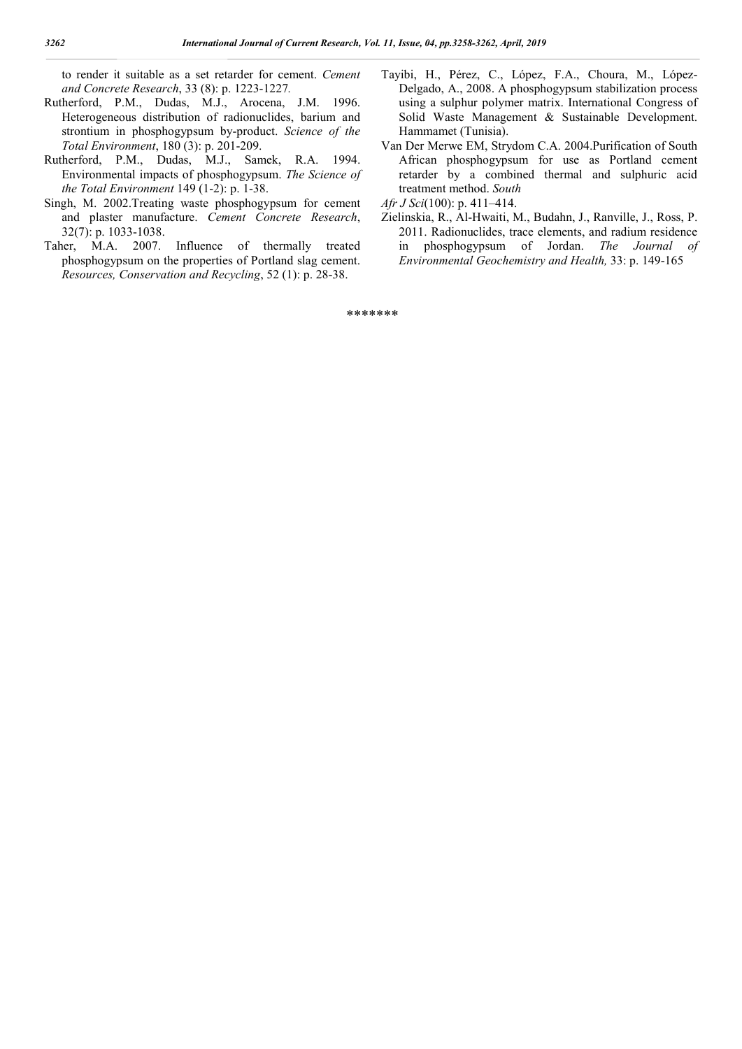to render it suitable as a set retarder for cement. *Cement and Concrete Research*, 33 (8): p. 1223-1227.

Rutherford, P.M., Dudas, M.J., Arocena, J.M. 1996. Heterogeneous distribution of radionuclides, barium and strontium in phosphogypsum by-product. *Science of the Total Environment*, 180 (3): p. 201-209.

Rutherford, P.M., Dudas, M.J., Samek, R.A. 1994. Environmental impacts of phosphogypsum. *The Science of the Total Environment* 149 (1-2): p. 1-38.

Singh, M. 2002.Treating waste phosphogypsum for cement and plaster manufacture. *Cement Concrete Research*, 32(7): p. 1033-1038.

Taher, M.A. 2007. Influence of thermally treated phosphogypsum on the properties of Portland slag cement. *Resources, Conservation and Recycling*, 52 (1): p. 28-38.

Tayibi, H., Pérez, C., López, F.A., Choura, M., López-Delgado, A., 2008. A phosphogypsum stabilization process using a sulphur polymer matrix. International Congress of Solid Waste Management & Sustainable Development. Hammamet (Tunisia).

Van Der Merwe EM, Strydom C.A. 2004.Purification of South African phosphogypsum for use as Portland cement retarder by a combined thermal and sulphuric acid treatment method. *South Afr J Sci*(100): p. 411–414.

Zielinskia, R., Al-Hwaiti, M., Budahn, J., Ranville, J., Ross, P. 2011. Radionuclides, trace elements, and radium residence in phosphogypsum of Jordan. *The Journal of Environmental Geochemistry and Health,* 33: p. 149-165

*******